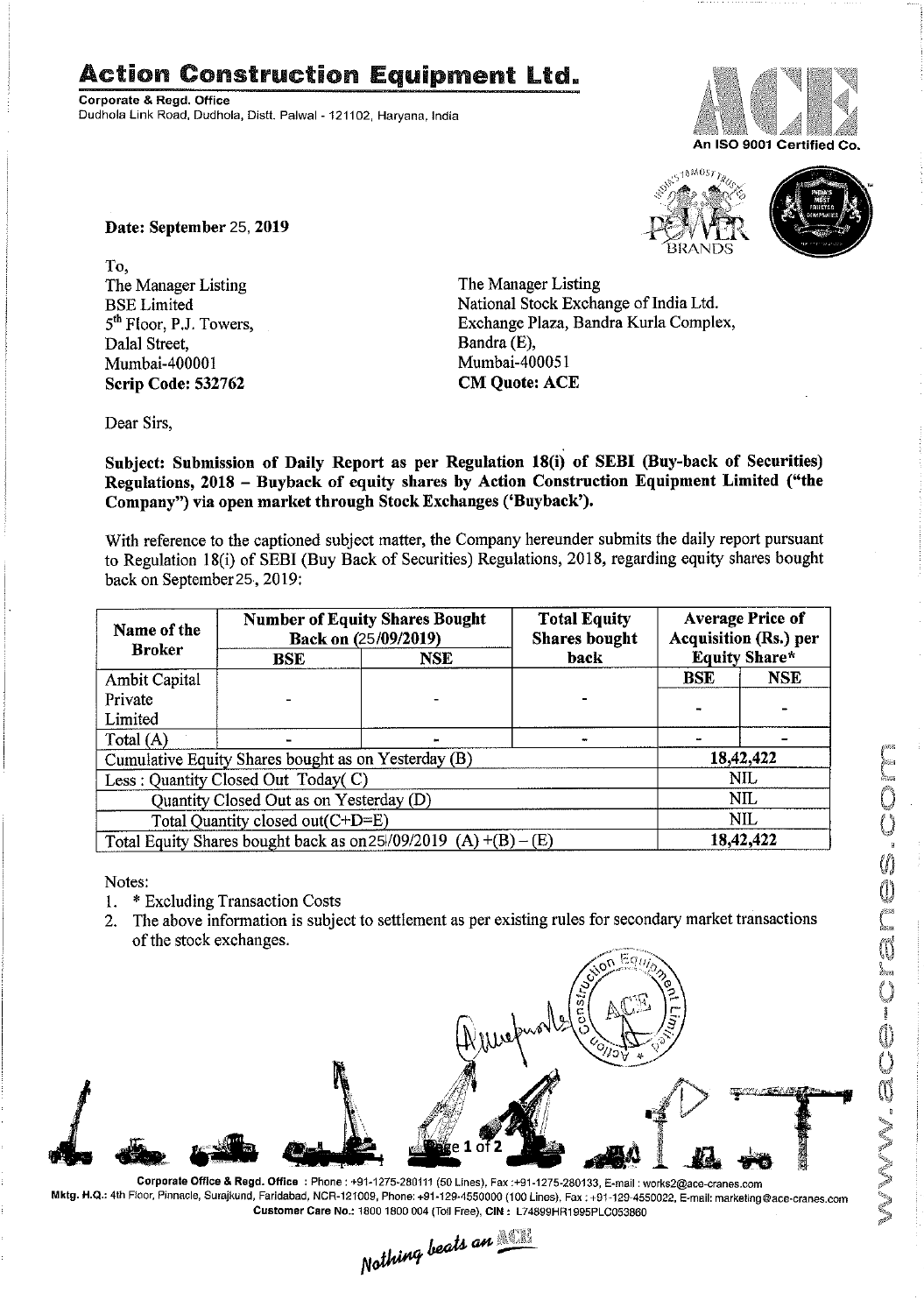# Action Construction Equipment Ltd.

**Corporate & Regd. Office**
Dudhola Link Road, Dudhola, Distt. Palwal - 121102, Haryana, India

An ISO 9001 Certified Co.

**Date: September 25, 2019**

To,
The Manager Listing
BSE Limited
5th Floor, P.J. Towers,
Dalal Street,
Mumbai-400001
**Scrip Code: 532762**

The Manager Listing
National Stock Exchange of India Ltd.
Exchange Plaza, Bandra Kurla Complex,
Bandra (E),
Mumbai-400051
**CM Quote: ACE**

Dear Sirs,

**Subject: Submission of Daily Report as per Regulation 18(i) of SEBI (Buy-back of Securities) Regulations, 2018 – Buyback of equity shares by Action Construction Equipment Limited ("the Company") via open market through Stock Exchanges ('Buyback').**

With reference to the captioned subject matter, the Company hereunder submits the daily report pursuant to Regulation 18(i) of SEBI (Buy Back of Securities) Regulations, 2018, regarding equity shares bought back on September 25, 2019:

| Name of the Broker | Number of Equity Shares Bought Back on (25/09/2019) | | Total Equity Shares bought back | Average Price of Acquisition (Rs.) per Equity Share* | |
|---|---|---|---|---|---|
| | BSE | NSE | | BSE | NSE |
| Ambit Capital Private Limited | - | - | - | - | - |
| Total (A) | - | - | - | - | - |
| Cumulative Equity Shares bought as on Yesterday (B) | | | | 18,42,422 | |
| Less : Quantity Closed Out Today( C) | | | | NIL | |
| Quantity Closed Out as on Yesterday (D) | | | | NIL | |
| Total Quantity closed out(C+D=E) | | | | NIL | |
| Total Equity Shares bought back as on 25/09/2019 (A) +(B) – (E) | | | | 18,42,422 | |

Notes:
1. * Excluding Transaction Costs
2. The above information is subject to settlement as per existing rules for secondary market transactions of the stock exchanges.

**Corporate Office & Regd. Office** : Phone : +91-1275-280111 (50 Lines), Fax :+91-1275-280133, E-mail : works2@ace-cranes.com
**Mktg. H.Q.:** 4th Floor, Pinnacle, Surajkund, Faridabad, NCR-121009, Phone: +91-129-4550000 (100 Lines), Fax : +91-129-4550022, E-mail: marketing@ace-cranes.com
**Customer Care No.:** 1800 1800 004 (Toll Free), **CIN :** L74899HR1995PLC053860

*Nothing beats an ACE*

www.ace-cranes.com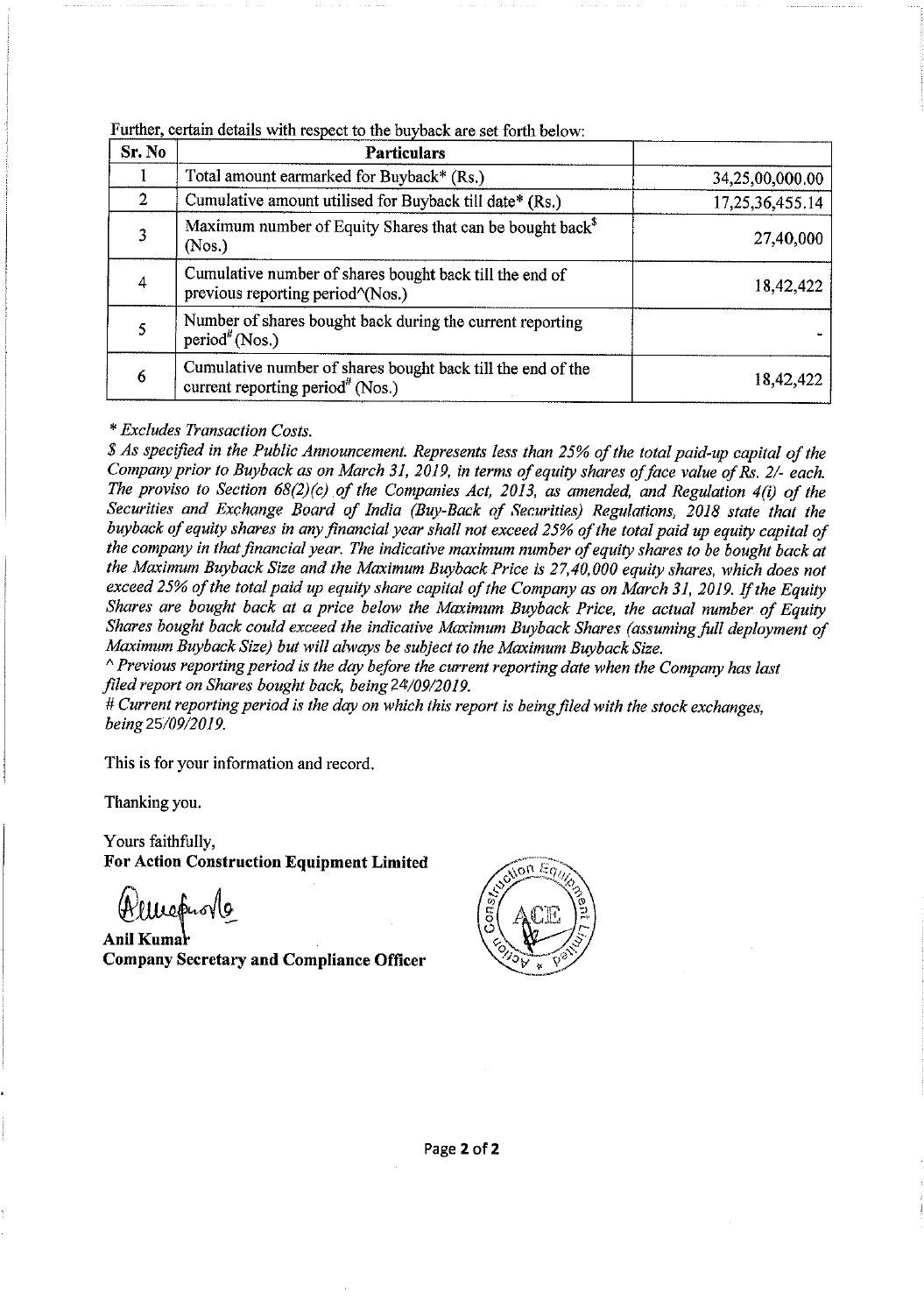Further, certain details with respect to the buyback are set forth below:

| Sr. No | Particulars | |
|---|---|---|
| 1 | Total amount earmarked for Buyback* (Rs.) | 34,25,00,000.00 |
| 2 | Cumulative amount utilised for Buyback till date* (Rs.) | 17,25,36,455.14 |
| 3 | Maximum number of Equity Shares that can be bought back$ (Nos.) | 27,40,000 |
| 4 | Cumulative number of shares bought back till the end of previous reporting period^(Nos.) | 18,42,422 |
| 5 | Number of shares bought back during the current reporting period# (Nos.) | - |
| 6 | Cumulative number of shares bought back till the end of the current reporting period# (Nos.) | 18,42,422 |

*\* Excludes Transaction Costs.*

*$ As specified in the Public Announcement. Represents less than 25% of the total paid-up capital of the Company prior to Buyback as on March 31, 2019, in terms of equity shares of face value of Rs. 2/- each. The proviso to Section 68(2)(c) of the Companies Act, 2013, as amended, and Regulation 4(i) of the Securities and Exchange Board of India (Buy-Back of Securities) Regulations, 2018 state that the buyback of equity shares in any financial year shall not exceed 25% of the total paid up equity capital of the company in that financial year. The indicative maximum number of equity shares to be bought back at the Maximum Buyback Size and the Maximum Buyback Price is 27,40,000 equity shares, which does not exceed 25% of the total paid up equity share capital of the Company as on March 31, 2019. If the Equity Shares are bought back at a price below the Maximum Buyback Price, the actual number of Equity Shares bought back could exceed the indicative Maximum Buyback Shares (assuming full deployment of Maximum Buyback Size) but will always be subject to the Maximum Buyback Size.*

*^ Previous reporting period is the day before the current reporting date when the Company has last filed report on Shares bought back, being 24/09/2019.*

*# Current reporting period is the day on which this report is being filed with the stock exchanges, being 25/09/2019.*

This is for your information and record.

Thanking you.

Yours faithfully,
**For Action Construction Equipment Limited**

**Anil Kumar**
**Company Secretary and Compliance Officer**